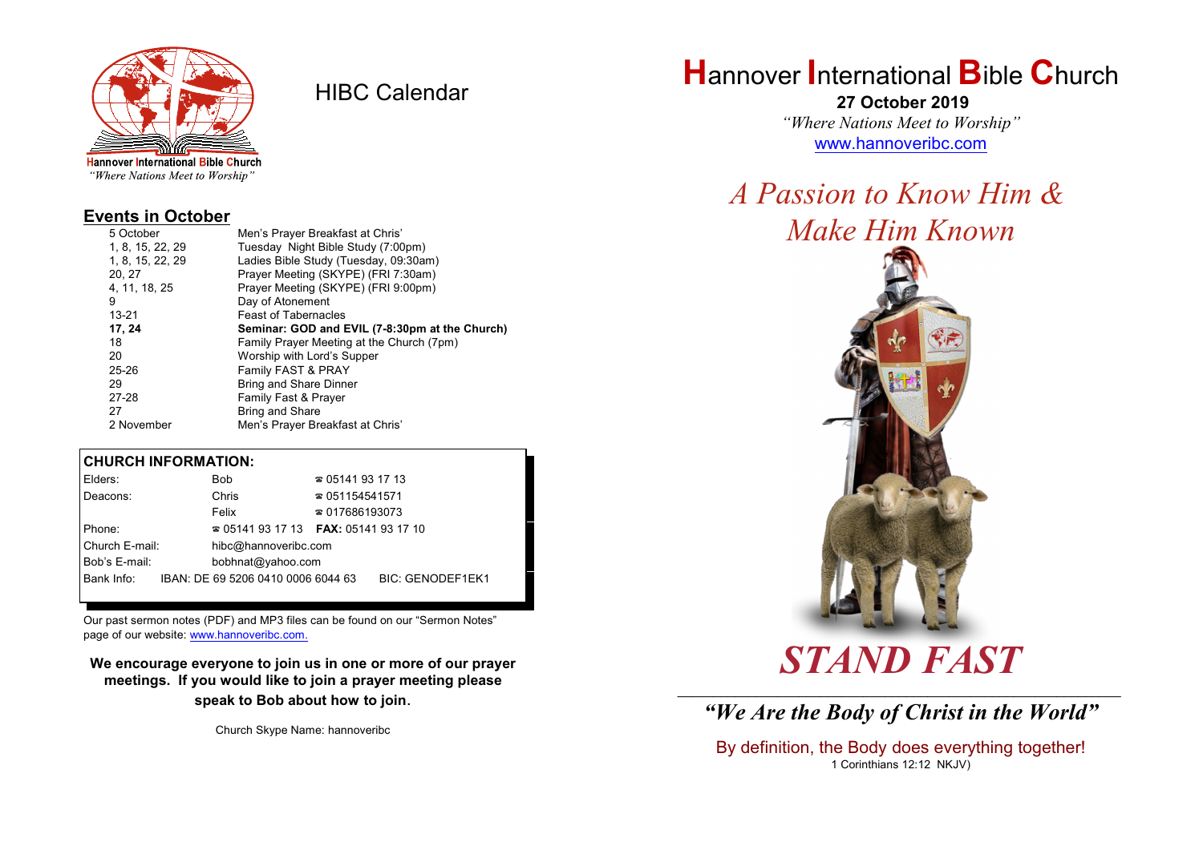Hannover International Bible Church
*"Where Nations Meet to Worship"*

# HIBC Calendar

## Events in October

| | |
|---|---|
| 5 October | Men's Prayer Breakfast at Chris' |
| 1, 8, 15, 22, 29 | Tuesday Night Bible Study (7:00pm) |
| 1, 8, 15, 22, 29 | Ladies Bible Study (Tuesday, 09:30am) |
| 20, 27 | Prayer Meeting (SKYPE) (FRI 7:30am) |
| 4, 11, 18, 25 | Prayer Meeting (SKYPE) (FRI 9:00pm) |
| 9 | Day of Atonement |
| 13-21 | Feast of Tabernacles |
| **17, 24** | **Seminar: GOD and EVIL (7-8:30pm at the Church)** |
| 18 | Family Prayer Meeting at the Church (7pm) |
| 20 | Worship with Lord's Supper |
| 25-26 | Family FAST & PRAY |
| 29 | Bring and Share Dinner |
| 27-28 | Family Fast & Prayer |
| 27 | Bring and Share |
| 2 November | Men's Prayer Breakfast at Chris' |

## CHURCH INFORMATION:

| | | |
|---|---|---|
| Elders: | Bob | ☎ 05141 93 17 13 |
| Deacons: | Chris | ☎ 051154541571 |
| | Felix | ☎ 017686193073 |
| Phone: | ☎ 05141 93 17 13 | **FAX:** 05141 93 17 10 |
| Church E-mail: | hibc@hannoveribc.com | |
| Bob's E-mail: | bobhnat@yahoo.com | |
| Bank Info: | IBAN: DE 69 5206 0410 0006 6044 63 | BIC: GENODEF1EK1 |

Our past sermon notes (PDF) and MP3 files can be found on our "Sermon Notes" page of our website: www.hannoveribc.com.

**We encourage everyone to join us in one or more of our prayer meetings. If you would like to join a prayer meeting please speak to Bob about how to join.**

Church Skype Name: hannoveribc

# Hannover International Bible Church

**27 October 2019**

*"Where Nations Meet to Worship"*

www.hannoveribc.com

## *A Passion to Know Him & Make Him Known*

# *STAND FAST*

### *"We Are the Body of Christ in the World"*

By definition, the Body does everything together!
1 Corinthians 12:12 NKJV)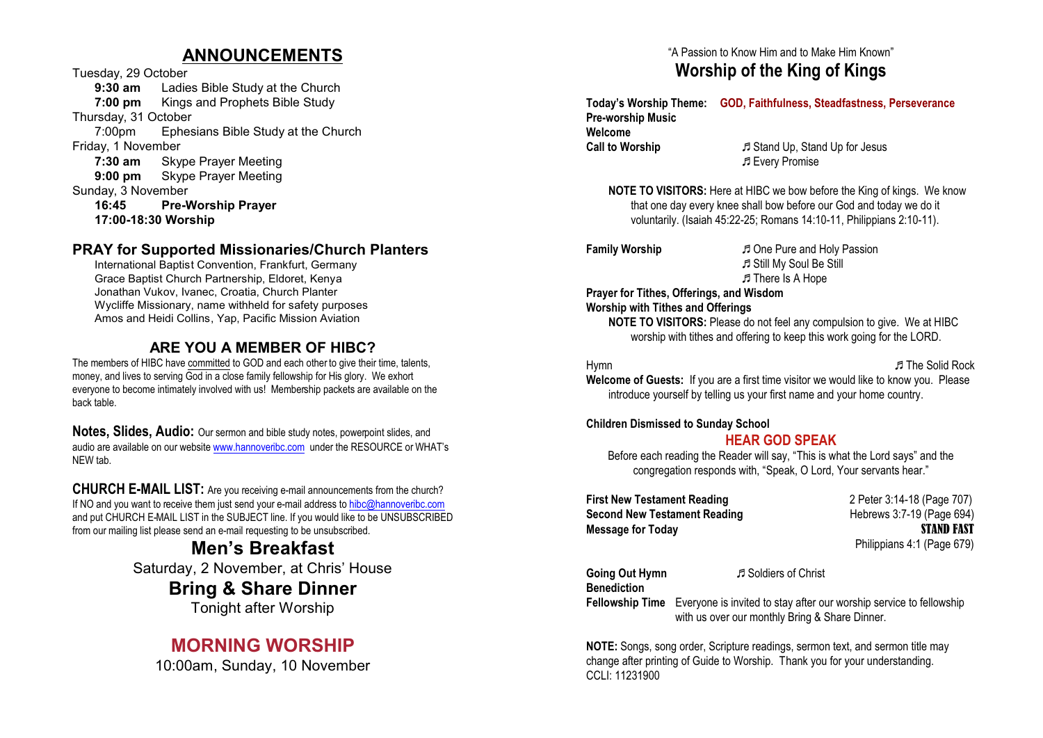## ANNOUNCEMENTS

Tuesday, 29 October

- **9:30 am** Ladies Bible Study at the Church
- **7:00 pm** Kings and Prophets Bible Study

Thursday, 31 October

- 7:00pm Ephesians Bible Study at the Church

Friday, 1 November

- **7:30 am** Skype Prayer Meeting
- **9:00 pm** Skype Prayer Meeting

Sunday, 3 November

- **16:45 Pre-Worship Prayer**
- **17:00-18:30 Worship**

### PRAY for Supported Missionaries/Church Planters

International Baptist Convention, Frankfurt, Germany
Grace Baptist Church Partnership, Eldoret, Kenya
Jonathan Vukov, Ivanec, Croatia, Church Planter
Wycliffe Missionary, name withheld for safety purposes
Amos and Heidi Collins, Yap, Pacific Mission Aviation

### ARE YOU A MEMBER OF HIBC?

The members of HIBC have committed to GOD and each other to give their time, talents, money, and lives to serving God in a close family fellowship for His glory. We exhort everyone to become intimately involved with us! Membership packets are available on the back table.

**Notes, Slides, Audio:** Our sermon and bible study notes, powerpoint slides, and audio are available on our website www.hannoveribc.com under the RESOURCE or WHAT's NEW tab.

**CHURCH E-MAIL LIST:** Are you receiving e-mail announcements from the church? If NO and you want to receive them just send your e-mail address to hibc@hannoveribc.com and put CHURCH E-MAIL LIST in the SUBJECT line. If you would like to be UNSUBSCRIBED from our mailing list please send an e-mail requesting to be unsubscribed.

### Men's Breakfast

Saturday, 2 November, at Chris' House

### Bring & Share Dinner

Tonight after Worship

### MORNING WORSHIP

10:00am, Sunday, 10 November

"A Passion to Know Him and to Make Him Known"

## Worship of the King of Kings

**Today's Worship Theme:** **GOD, Faithfulness, Steadfastness, Perseverance**

**Pre-worship Music**

**Welcome**

**Call to Worship** ♬ Stand Up, Stand Up for Jesus
♬ Every Promise

**NOTE TO VISITORS:** Here at HIBC we bow before the King of kings. We know that one day every knee shall bow before our God and today we do it voluntarily. (Isaiah 45:22-25; Romans 14:10-11, Philippians 2:10-11).

**Family Worship** ♬ One Pure and Holy Passion
♬ Still My Soul Be Still
♬ There Is A Hope

**Prayer for Tithes, Offerings, and Wisdom**

**Worship with Tithes and Offerings**

**NOTE TO VISITORS:** Please do not feel any compulsion to give. We at HIBC worship with tithes and offering to keep this work going for the LORD.

Hymn ♬ The Solid Rock

**Welcome of Guests:** If you are a first time visitor we would like to know you. Please introduce yourself by telling us your first name and your home country.

**Children Dismissed to Sunday School**

### HEAR GOD SPEAK

Before each reading the Reader will say, "This is what the Lord says" and the congregation responds with, "Speak, O Lord, Your servants hear."

**First New Testament Reading** 2 Peter 3:14-18 (Page 707)

**Second New Testament Reading** Hebrews 3:7-19 (Page 694)

**Message for Today** **STAND FAST**
Philippians 4:1 (Page 679)

**Going Out Hymn** ♬ Soldiers of Christ

**Benediction**

**Fellowship Time** Everyone is invited to stay after our worship service to fellowship with us over our monthly Bring & Share Dinner.

**NOTE:** Songs, song order, Scripture readings, sermon text, and sermon title may change after printing of Guide to Worship. Thank you for your understanding.
CCLI: 11231900